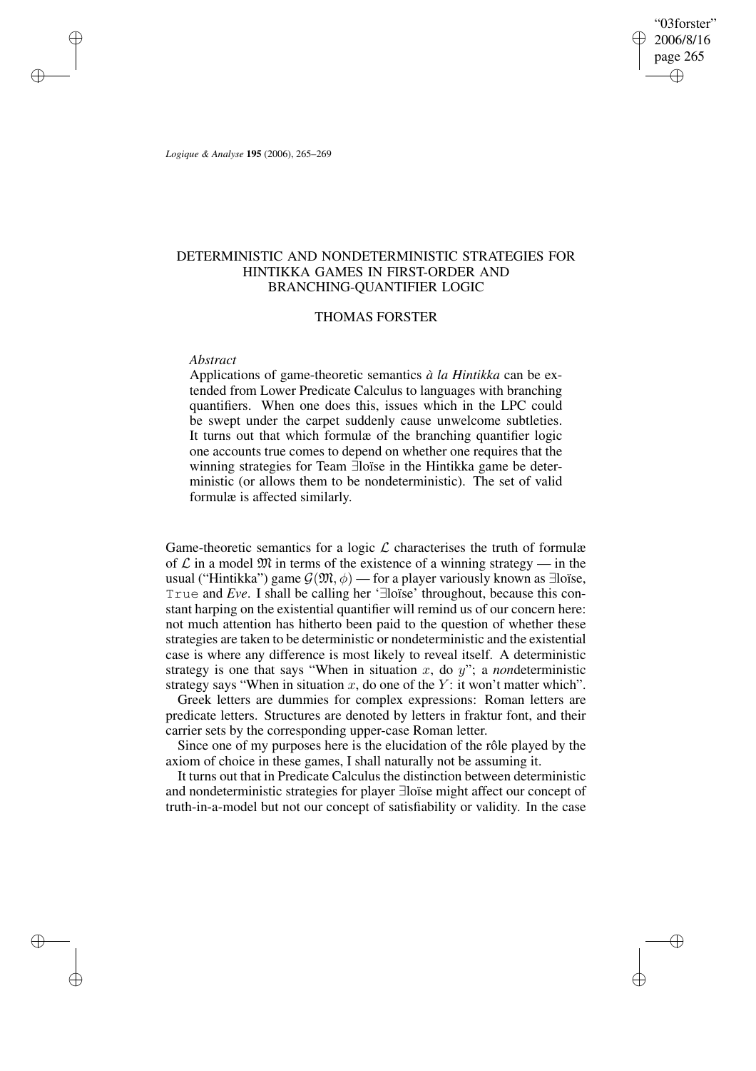# DETERMINISTIC AND NONDETERMINISTIC STRATEGIES FOR HINTIKKA GAMES IN FIRST-ORDER AND BRANCHING-QUANTIFIER LOGIC

THOMAS FORSTER

*Abstract*

Applications of game-theoretic semantics *à la Hintikka* can be extended from Lower Predicate Calculus to languages with branching quantifiers. When one does this, issues which in the LPC could be swept under the carpet suddenly cause unwelcome subtleties. It turns out that which formulæ of the branching quantifier logic one accounts true comes to depend on whether one requires that the winning strategies for Team ∃loïse in the Hintikka game be deterministic (or allows them to be nondeterministic). The set of valid formulæ is affected similarly.

Game-theoretic semantics for a logic $\mathcal{L}$ characterises the truth of formulæ of $\mathcal{L}$ in a model $\mathfrak{M}$ in terms of the existence of a winning strategy — in the usual ("Hintikka") game $\mathcal{G}(\mathfrak{M}, \phi)$ — for a player variously known as ∃loïse, `True` and *Eve*. I shall be calling her '∃loïse' throughout, because this constant harping on the existential quantifier will remind us of our concern here: not much attention has hitherto been paid to the question of whether these strategies are taken to be deterministic or nondeterministic and the existential case is where any difference is most likely to reveal itself. A deterministic strategy is one that says "When in situation $x$, do $y$"; a *non*deterministic strategy says "When in situation $x$, do one of the $Y$: it won't matter which".

Greek letters are dummies for complex expressions: Roman letters are predicate letters. Structures are denoted by letters in fraktur font, and their carrier sets by the corresponding upper-case Roman letter.

Since one of my purposes here is the elucidation of the rôle played by the axiom of choice in these games, I shall naturally not be assuming it.

It turns out that in Predicate Calculus the distinction between deterministic and nondeterministic strategies for player ∃loïse might affect our concept of truth-in-a-model but not our concept of satisfiability or validity. In the case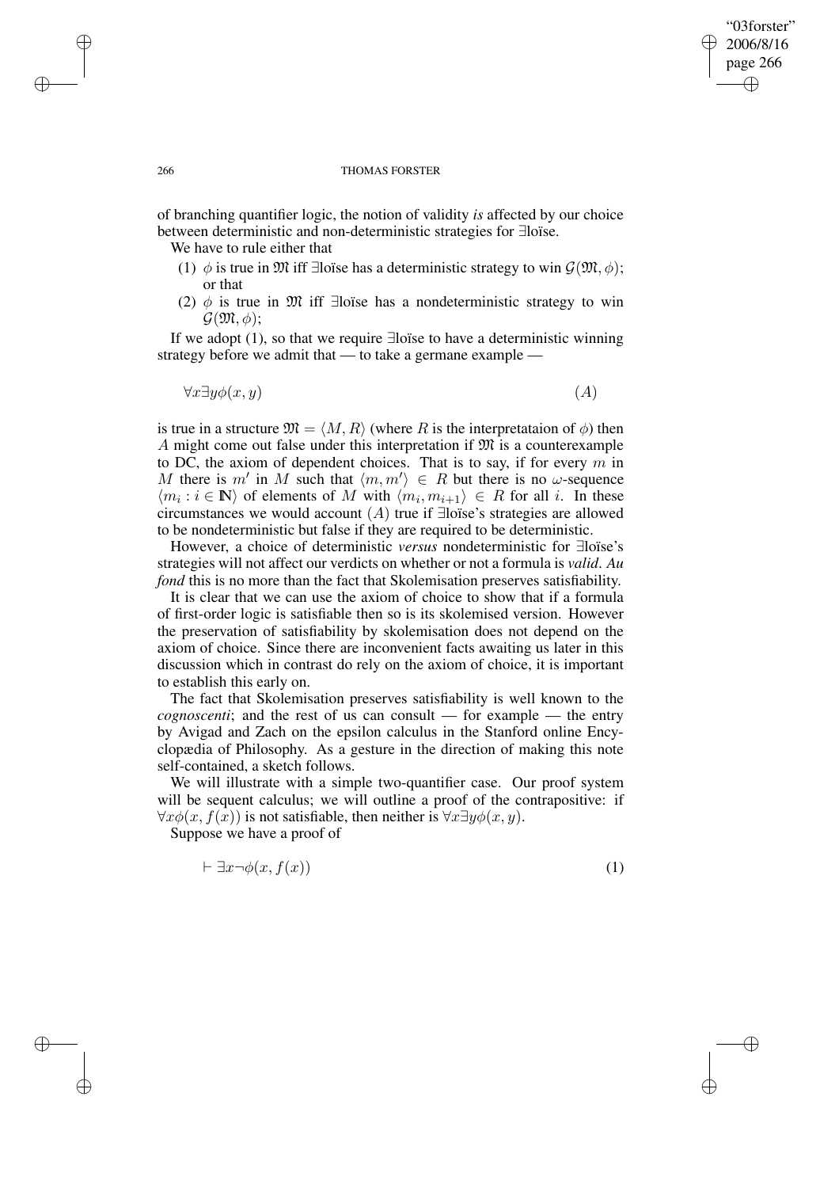of branching quantifier logic, the notion of validity *is* affected by our choice between deterministic and non-deterministic strategies for ∃loïse.

We have to rule either that

1. $\phi$ is true in $\mathfrak{M}$ iff ∃loïse has a deterministic strategy to win $\mathcal{G}(\mathfrak{M}, \phi)$; or that
2. $\phi$ is true in $\mathfrak{M}$ iff ∃loïse has a nondeterministic strategy to win $\mathcal{G}(\mathfrak{M}, \phi)$;

If we adopt (1), so that we require ∃loïse to have a deterministic winning strategy before we admit that — to take a germane example —

$$\forall x \exists y \phi(x, y) \tag{A}$$

is true in a structure $\mathfrak{M} = \langle M, R \rangle$ (where $R$ is the interpretataion of $\phi$) then $A$ might come out false under this interpretation if $\mathfrak{M}$ is a counterexample to DC, the axiom of dependent choices. That is to say, if for every $m$ in $M$ there is $m'$ in $M$ such that $\langle m, m' \rangle \in R$ but there is no $\omega$-sequence $\langle m_i : i \in \mathbb{N} \rangle$ of elements of $M$ with $\langle m_i, m_{i+1} \rangle \in R$ for all $i$. In these circumstances we would account $(A)$ true if ∃loïse's strategies are allowed to be nondeterministic but false if they are required to be deterministic.

However, a choice of deterministic *versus* nondeterministic for ∃loïse's strategies will not affect our verdicts on whether or not a formula is *valid*. *Au fond* this is no more than the fact that Skolemisation preserves satisfiability.

It is clear that we can use the axiom of choice to show that if a formula of first-order logic is satisfiable then so is its skolemised version. However the preservation of satisfiability by skolemisation does not depend on the axiom of choice. Since there are inconvenient facts awaiting us later in this discussion which in contrast do rely on the axiom of choice, it is important to establish this early on.

The fact that Skolemisation preserves satisfiability is well known to the *cognoscenti*; and the rest of us can consult — for example — the entry by Avigad and Zach on the epsilon calculus in the Stanford online Encyclopædia of Philosophy. As a gesture in the direction of making this note self-contained, a sketch follows.

We will illustrate with a simple two-quantifier case. Our proof system will be sequent calculus; we will outline a proof of the contrapositive: if $\forall x \phi(x, f(x))$ is not satisfiable, then neither is $\forall x \exists y \phi(x, y)$.

Suppose we have a proof of

$$\vdash \exists x \neg \phi(x, f(x)) \tag{1}$$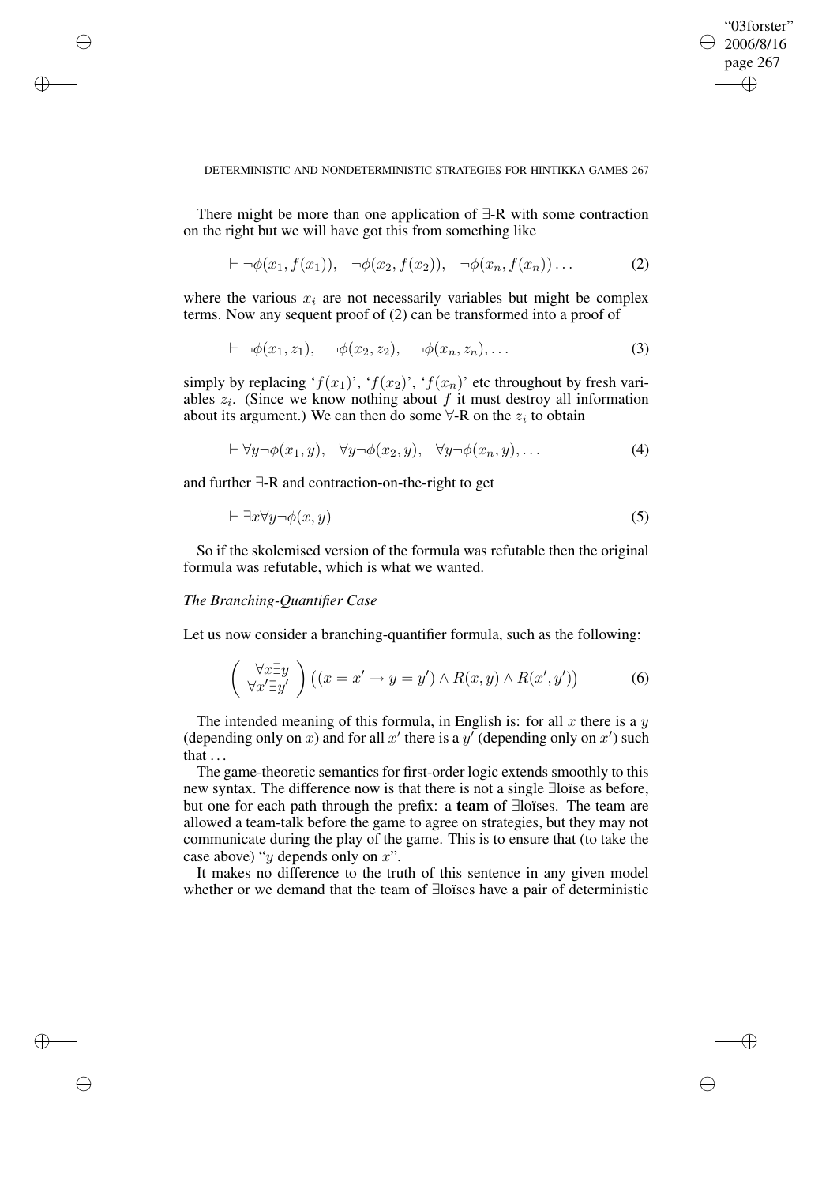There might be more than one application of ∃-R with some contraction on the right but we will have got this from something like

$$\vdash \neg\phi(x_1, f(x_1)), \quad \neg\phi(x_2, f(x_2)), \quad \neg\phi(x_n, f(x_n)) \ldots \tag{2}$$

where the various $x_i$ are not necessarily variables but might be complex terms. Now any sequent proof of (2) can be transformed into a proof of

$$\vdash \neg\phi(x_1, z_1), \quad \neg\phi(x_2, z_2), \quad \neg\phi(x_n, z_n), \ldots \tag{3}$$

simply by replacing '$f(x_1)$', '$f(x_2)$', '$f(x_n)$' etc throughout by fresh variables $z_i$. (Since we know nothing about $f$ it must destroy all information about its argument.) We can then do some ∀-R on the $z_i$ to obtain

$$\vdash \forall y \neg\phi(x_1, y), \quad \forall y \neg\phi(x_2, y), \quad \forall y \neg\phi(x_n, y), \ldots \tag{4}$$

and further ∃-R and contraction-on-the-right to get

$$\vdash \exists x \forall y \neg\phi(x, y) \tag{5}$$

So if the skolemised version of the formula was refutable then the original formula was refutable, which is what we wanted.

*The Branching-Quantifier Case*

Let us now consider a branching-quantifier formula, such as the following:

$$\begin{pmatrix} \forall x \exists y \\ \forall x' \exists y' \end{pmatrix} \big((x = x' \to y = y') \wedge R(x, y) \wedge R(x', y')\big) \tag{6}$$

The intended meaning of this formula, in English is: for all $x$ there is a $y$ (depending only on $x$) and for all $x'$ there is a $y'$ (depending only on $x'$) such that ...

The game-theoretic semantics for first-order logic extends smoothly to this new syntax. The difference now is that there is not a single ∃loïse as before, but one for each path through the prefix: a **team** of ∃loïses. The team are allowed a team-talk before the game to agree on strategies, but they may not communicate during the play of the game. This is to ensure that (to take the case above) "$y$ depends only on $x$".

It makes no difference to the truth of this sentence in any given model whether or we demand that the team of ∃loïses have a pair of deterministic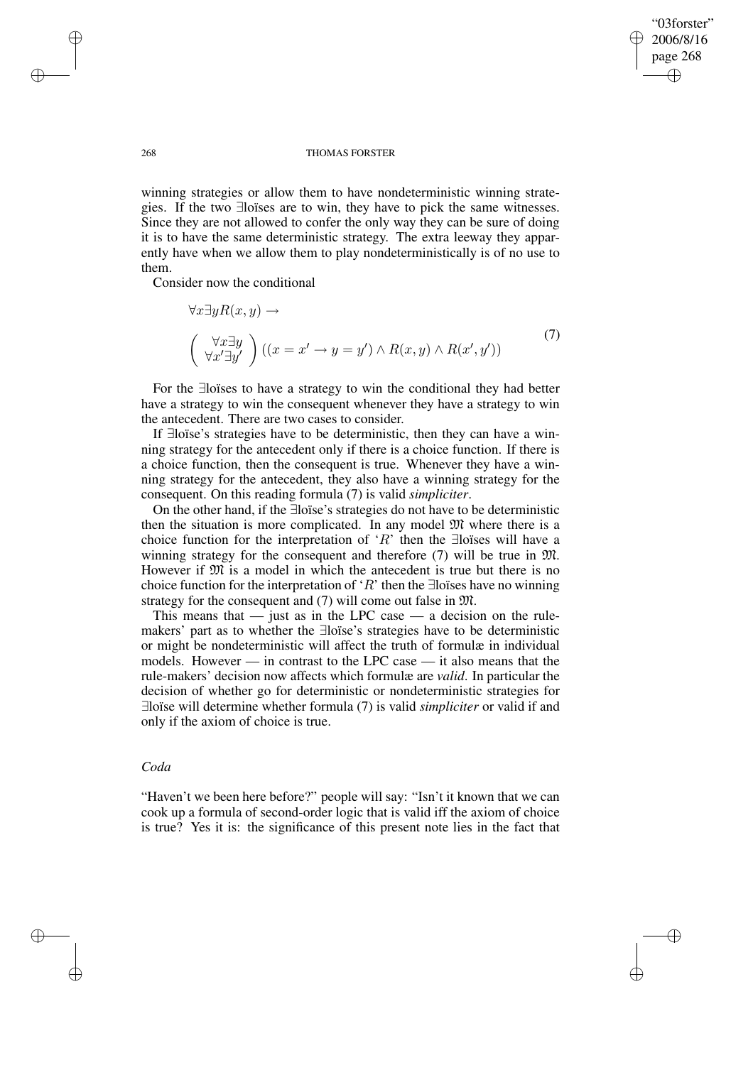winning strategies or allow them to have nondeterministic winning strategies. If the two ∃loïses are to win, they have to pick the same witnesses. Since they are not allowed to confer the only way they can be sure of doing it is to have the same deterministic strategy. The extra leeway they apparently have when we allow them to play nondeterministically is of no use to them.

Consider now the conditional

$$\forall x \exists y R(x,y) \rightarrow$$
$$\begin{pmatrix} \forall x \exists y \\ \forall x' \exists y' \end{pmatrix} ((x = x' \rightarrow y = y') \wedge R(x,y) \wedge R(x',y')) \tag{7}$$

For the ∃loïses to have a strategy to win the conditional they had better have a strategy to win the consequent whenever they have a strategy to win the antecedent. There are two cases to consider.

If ∃loïse's strategies have to be deterministic, then they can have a winning strategy for the antecedent only if there is a choice function. If there is a choice function, then the consequent is true. Whenever they have a winning strategy for the antecedent, they also have a winning strategy for the consequent. On this reading formula (7) is valid *simpliciter*.

On the other hand, if the ∃loïse's strategies do not have to be deterministic then the situation is more complicated. In any model $\mathfrak{M}$ where there is a choice function for the interpretation of '$R$' then the ∃loïses will have a winning strategy for the consequent and therefore (7) will be true in $\mathfrak{M}$. However if $\mathfrak{M}$ is a model in which the antecedent is true but there is no choice function for the interpretation of '$R$' then the ∃loïses have no winning strategy for the consequent and (7) will come out false in $\mathfrak{M}$.

This means that — just as in the LPC case — a decision on the rule-makers' part as to whether the ∃loïse's strategies have to be deterministic or might be nondeterministic will affect the truth of formulæ in individual models. However — in contrast to the LPC case — it also means that the rule-makers' decision now affects which formulæ are *valid*. In particular the decision of whether go for deterministic or nondeterministic strategies for ∃loïse will determine whether formula (7) is valid *simpliciter* or valid if and only if the axiom of choice is true.

*Coda*

"Haven't we been here before?" people will say: "Isn't it known that we can cook up a formula of second-order logic that is valid iff the axiom of choice is true? Yes it is: the significance of this present note lies in the fact that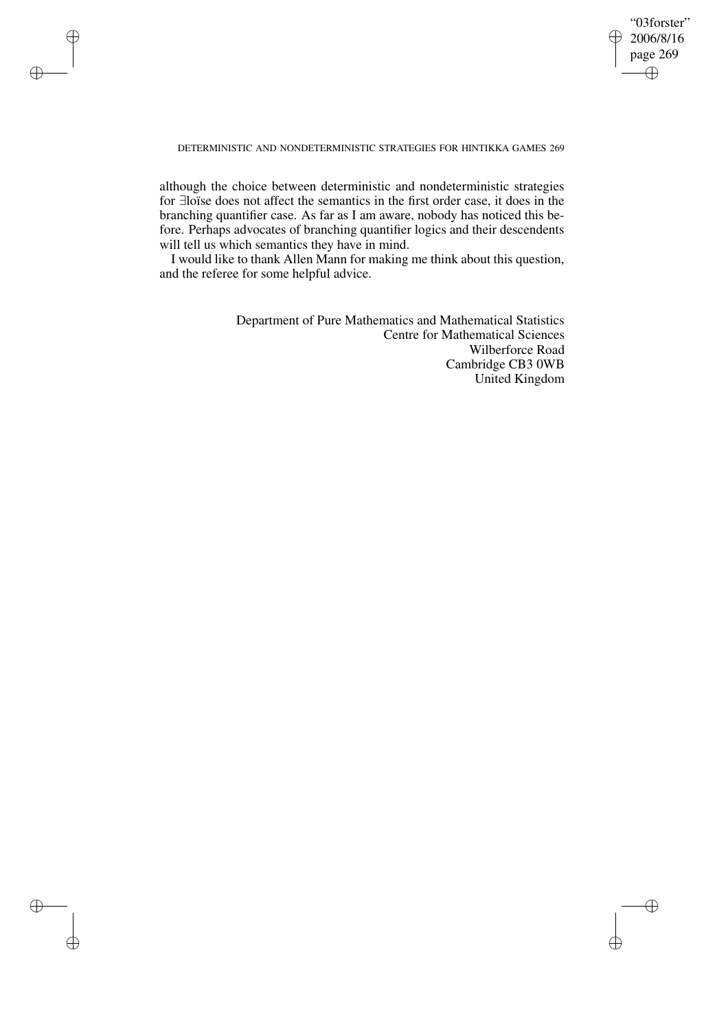although the choice between deterministic and nondeterministic strategies for ∃loïse does not affect the semantics in the first order case, it does in the branching quantifier case. As far as I am aware, nobody has noticed this before. Perhaps advocates of branching quantifier logics and their descendents will tell us which semantics they have in mind.

I would like to thank Allen Mann for making me think about this question, and the referee for some helpful advice.

Department of Pure Mathematics and Mathematical Statistics
Centre for Mathematical Sciences
Wilberforce Road
Cambridge CB3 0WB
United Kingdom